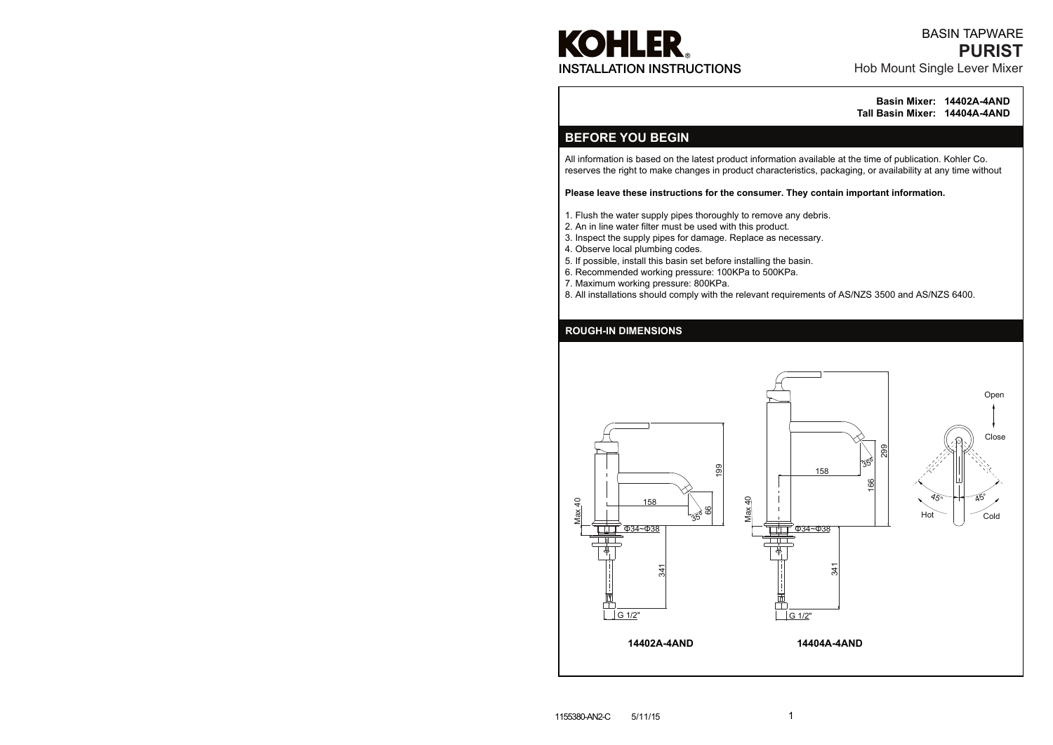# KOHLER®

INSTALLATION INSTRUCTIONS

BASIN TAPWARE
**PURIST**
Hob Mount Single Lever Mixer

**Basin Mixer: 14402A-4AND**
**Tall Basin Mixer: 14404A-4AND**

## BEFORE YOU BEGIN

All information is based on the latest product information available at the time of publication. Kohler Co. reserves the right to make changes in product characteristics, packaging, or availability at any time without

**Please leave these instructions for the consumer. They contain important information.**

1. Flush the water supply pipes thoroughly to remove any debris.
2. An in line water filter must be used with this product.
3. Inspect the supply pipes for damage. Replace as necessary.
4. Observe local plumbing codes.
5. If possible, install this basin set before installing the basin.
6. Recommended working pressure: 100KPa to 500KPa.
7. Maximum working pressure: 800KPa.
8. All installations should comply with the relevant requirements of AS/NZS 3500 and AS/NZS 6400.

## ROUGH-IN DIMENSIONS

Max 40 | 158 | 199 | 66 | 35° | Φ34~Φ38 | 341 | G 1/2"

**14402A-4AND**

Max 40 | 158 | 299 | 166 | 35° | Φ34~Φ38 | 341 | G 1/2"

**14404A-4AND**

Open | Close | 45° | 45° | Hot | Cold

1155380-AN2-C 5/11/15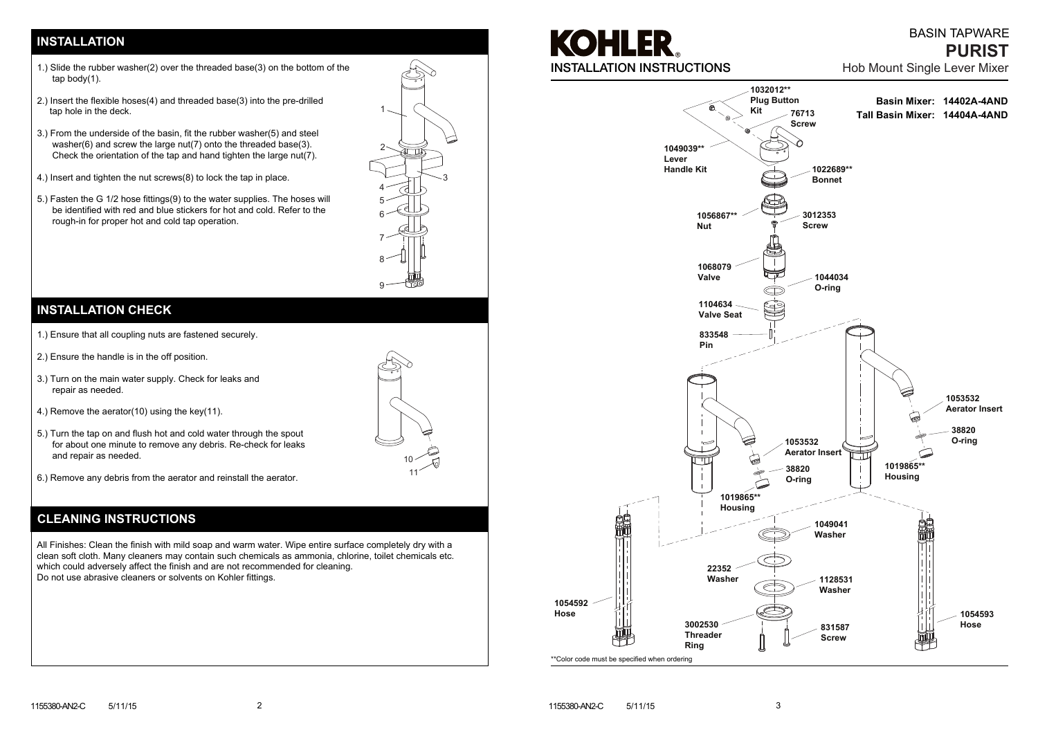## INSTALLATION

1.) Slide the rubber washer(2) over the threaded base(3) on the bottom of the tap body(1).

2.) Insert the flexible hoses(4) and threaded base(3) into the pre-drilled tap hole in the deck.

3.) From the underside of the basin, fit the rubber washer(5) and steel washer(6) and screw the large nut(7) onto the threaded base(3). Check the orientation of the tap and hand tighten the large nut(7).

4.) Insert and tighten the nut screws(8) to lock the tap in place.

5.) Fasten the G 1/2 hose fittings(9) to the water supplies. The hoses will be identified with red and blue stickers for hot and cold. Refer to the rough-in for proper hot and cold tap operation.

1
2
3
4
5
6
7
8
9

## INSTALLATION CHECK

1.) Ensure that all coupling nuts are fastened securely.

2.) Ensure the handle is in the off position.

3.) Turn on the main water supply. Check for leaks and repair as needed.

4.) Remove the aerator(10) using the key(11).

5.) Turn the tap on and flush hot and cold water through the spout for about one minute to remove any debris. Re-check for leaks and repair as needed.

6.) Remove any debris from the aerator and reinstall the aerator.

10
11

## CLEANING INSTRUCTIONS

All Finishes: Clean the finish with mild soap and warm water. Wipe entire surface completely dry with a clean soft cloth. Many cleaners may contain such chemicals as ammonia, chlorine, toilet chemicals etc. which could adversely affect the finish and are not recommended for cleaning.
Do not use abrasive cleaners or solvents on Kohler fittings.

# KOHLER

INSTALLATION INSTRUCTIONS

BASIN TAPWARE
**PURIST**
Hob Mount Single Lever Mixer

**Basin Mixer: 14402A-4AND**
**Tall Basin Mixer: 14404A-4AND**

**1032012** Plug Button Kit**
**76713 Screw**
**1049039** Lever Handle Kit**
**1022689** Bonnet**
**1056867** Nut**
**3012353 Screw**
**1068079 Valve**
**1044034 O-ring**
**1104634 Valve Seat**
**833548 Pin**
**1053532 Aerator Insert**
**38820 O-ring**
**1019865** Housing**
**1053532 Aerator Insert**
**38820 O-ring**
**1019865** Housing**
**1049041 Washer**
**22352 Washer**
**1128531 Washer**
**1054592 Hose**
**3002530 Threader Ring**
**831587 Screw**
**1054593 Hose**

**Color code must be specified when ordering

1155380-AN2-C 5/11/15

1155380-AN2-C 5/11/15